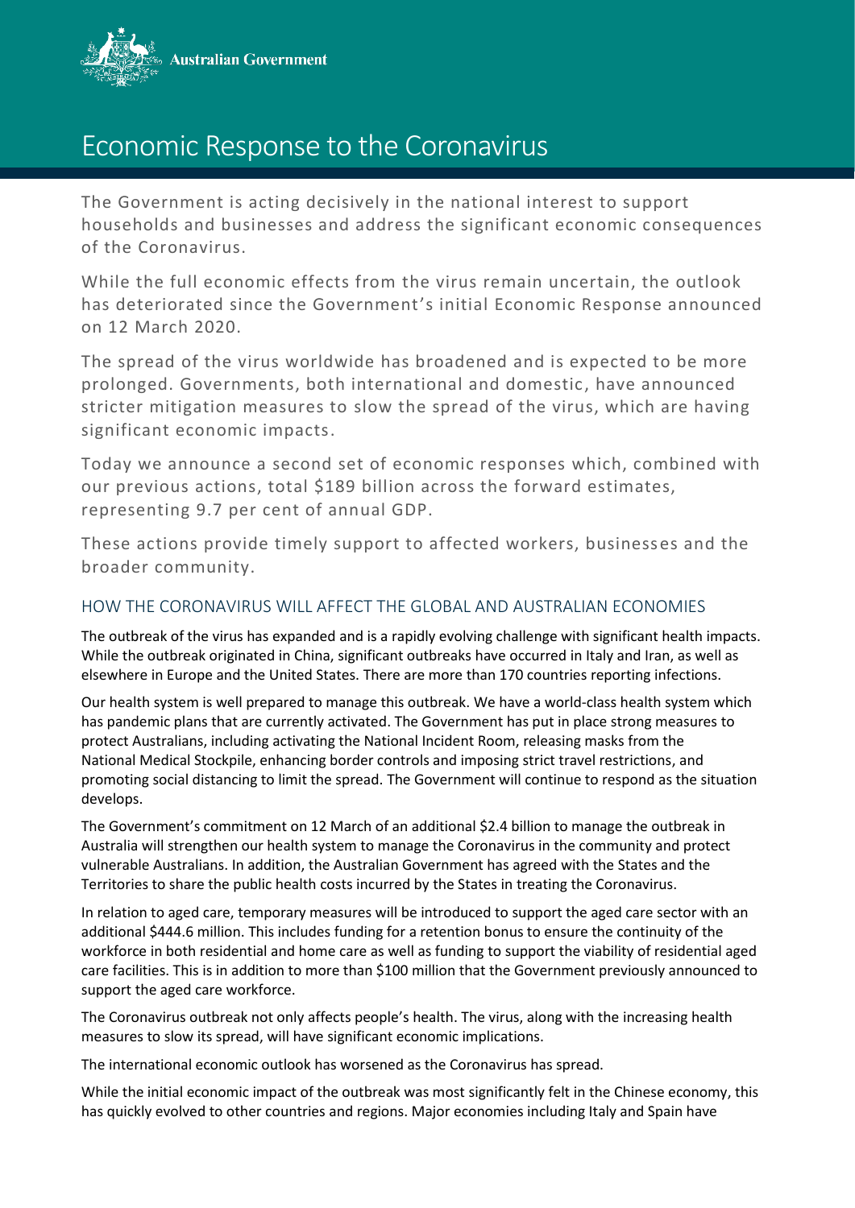Australian Government

# Economic Response to the Coronavirus

The Government is acting decisively in the national interest to support households and businesses and address the significant economic consequences of the Coronavirus.

While the full economic effects from the virus remain uncertain, the outlook has deteriorated since the Government's initial Economic Response announced on 12 March 2020.

The spread of the virus worldwide has broadened and is expected to be more prolonged. Governments, both international and domestic, have announced stricter mitigation measures to slow the spread of the virus, which are having significant economic impacts.

Today we announce a second set of economic responses which, combined with our previous actions, total $189 billion across the forward estimates, representing 9.7 per cent of annual GDP.

These actions provide timely support to affected workers, businesses and the broader community.

## HOW THE CORONAVIRUS WILL AFFECT THE GLOBAL AND AUSTRALIAN ECONOMIES

The outbreak of the virus has expanded and is a rapidly evolving challenge with significant health impacts. While the outbreak originated in China, significant outbreaks have occurred in Italy and Iran, as well as elsewhere in Europe and the United States. There are more than 170 countries reporting infections.

Our health system is well prepared to manage this outbreak. We have a world-class health system which has pandemic plans that are currently activated. The Government has put in place strong measures to protect Australians, including activating the National Incident Room, releasing masks from the National Medical Stockpile, enhancing border controls and imposing strict travel restrictions, and promoting social distancing to limit the spread. The Government will continue to respond as the situation develops.

The Government's commitment on 12 March of an additional $2.4 billion to manage the outbreak in Australia will strengthen our health system to manage the Coronavirus in the community and protect vulnerable Australians. In addition, the Australian Government has agreed with the States and the Territories to share the public health costs incurred by the States in treating the Coronavirus.

In relation to aged care, temporary measures will be introduced to support the aged care sector with an additional $444.6 million. This includes funding for a retention bonus to ensure the continuity of the workforce in both residential and home care as well as funding to support the viability of residential aged care facilities. This is in addition to more than $100 million that the Government previously announced to support the aged care workforce.

The Coronavirus outbreak not only affects people's health. The virus, along with the increasing health measures to slow its spread, will have significant economic implications.

The international economic outlook has worsened as the Coronavirus has spread.

While the initial economic impact of the outbreak was most significantly felt in the Chinese economy, this has quickly evolved to other countries and regions. Major economies including Italy and Spain have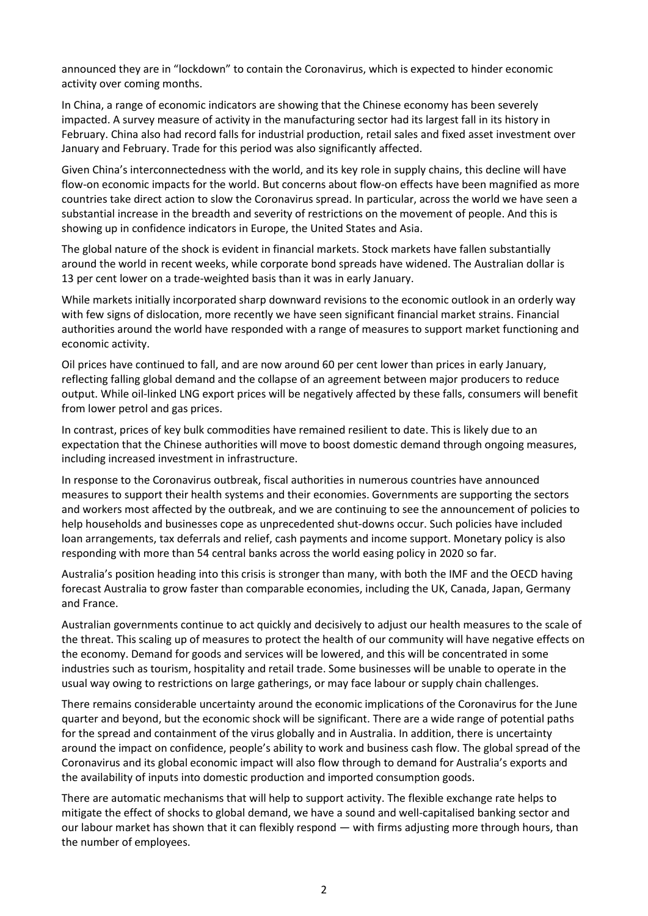announced they are in "lockdown" to contain the Coronavirus, which is expected to hinder economic activity over coming months.

In China, a range of economic indicators are showing that the Chinese economy has been severely impacted. A survey measure of activity in the manufacturing sector had its largest fall in its history in February. China also had record falls for industrial production, retail sales and fixed asset investment over January and February. Trade for this period was also significantly affected.

Given China's interconnectedness with the world, and its key role in supply chains, this decline will have flow-on economic impacts for the world. But concerns about flow-on effects have been magnified as more countries take direct action to slow the Coronavirus spread. In particular, across the world we have seen a substantial increase in the breadth and severity of restrictions on the movement of people. And this is showing up in confidence indicators in Europe, the United States and Asia.

The global nature of the shock is evident in financial markets. Stock markets have fallen substantially around the world in recent weeks, while corporate bond spreads have widened. The Australian dollar is 13 per cent lower on a trade-weighted basis than it was in early January.

While markets initially incorporated sharp downward revisions to the economic outlook in an orderly way with few signs of dislocation, more recently we have seen significant financial market strains. Financial authorities around the world have responded with a range of measures to support market functioning and economic activity.

Oil prices have continued to fall, and are now around 60 per cent lower than prices in early January, reflecting falling global demand and the collapse of an agreement between major producers to reduce output. While oil-linked LNG export prices will be negatively affected by these falls, consumers will benefit from lower petrol and gas prices.

In contrast, prices of key bulk commodities have remained resilient to date. This is likely due to an expectation that the Chinese authorities will move to boost domestic demand through ongoing measures, including increased investment in infrastructure.

In response to the Coronavirus outbreak, fiscal authorities in numerous countries have announced measures to support their health systems and their economies. Governments are supporting the sectors and workers most affected by the outbreak, and we are continuing to see the announcement of policies to help households and businesses cope as unprecedented shut-downs occur. Such policies have included loan arrangements, tax deferrals and relief, cash payments and income support. Monetary policy is also responding with more than 54 central banks across the world easing policy in 2020 so far.

Australia's position heading into this crisis is stronger than many, with both the IMF and the OECD having forecast Australia to grow faster than comparable economies, including the UK, Canada, Japan, Germany and France.

Australian governments continue to act quickly and decisively to adjust our health measures to the scale of the threat. This scaling up of measures to protect the health of our community will have negative effects on the economy. Demand for goods and services will be lowered, and this will be concentrated in some industries such as tourism, hospitality and retail trade. Some businesses will be unable to operate in the usual way owing to restrictions on large gatherings, or may face labour or supply chain challenges.

There remains considerable uncertainty around the economic implications of the Coronavirus for the June quarter and beyond, but the economic shock will be significant. There are a wide range of potential paths for the spread and containment of the virus globally and in Australia. In addition, there is uncertainty around the impact on confidence, people's ability to work and business cash flow. The global spread of the Coronavirus and its global economic impact will also flow through to demand for Australia's exports and the availability of inputs into domestic production and imported consumption goods.

There are automatic mechanisms that will help to support activity. The flexible exchange rate helps to mitigate the effect of shocks to global demand, we have a sound and well-capitalised banking sector and our labour market has shown that it can flexibly respond — with firms adjusting more through hours, than the number of employees.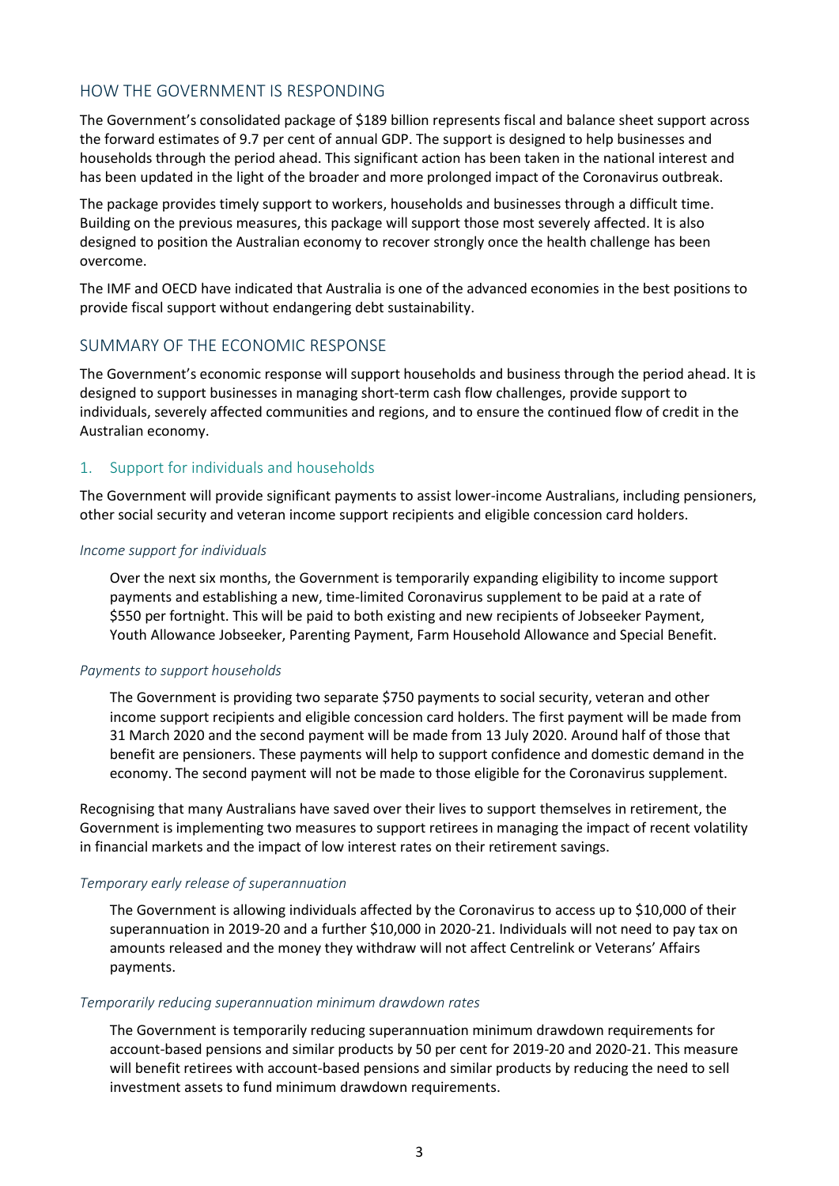## HOW THE GOVERNMENT IS RESPONDING

The Government's consolidated package of $189 billion represents fiscal and balance sheet support across the forward estimates of 9.7 per cent of annual GDP. The support is designed to help businesses and households through the period ahead. This significant action has been taken in the national interest and has been updated in the light of the broader and more prolonged impact of the Coronavirus outbreak.

The package provides timely support to workers, households and businesses through a difficult time. Building on the previous measures, this package will support those most severely affected. It is also designed to position the Australian economy to recover strongly once the health challenge has been overcome.

The IMF and OECD have indicated that Australia is one of the advanced economies in the best positions to provide fiscal support without endangering debt sustainability.

## SUMMARY OF THE ECONOMIC RESPONSE

The Government's economic response will support households and business through the period ahead. It is designed to support businesses in managing short-term cash flow challenges, provide support to individuals, severely affected communities and regions, and to ensure the continued flow of credit in the Australian economy.

### 1. Support for individuals and households

The Government will provide significant payments to assist lower-income Australians, including pensioners, other social security and veteran income support recipients and eligible concession card holders.

*Income support for individuals*

Over the next six months, the Government is temporarily expanding eligibility to income support payments and establishing a new, time-limited Coronavirus supplement to be paid at a rate of $550 per fortnight. This will be paid to both existing and new recipients of Jobseeker Payment, Youth Allowance Jobseeker, Parenting Payment, Farm Household Allowance and Special Benefit.

*Payments to support households*

The Government is providing two separate $750 payments to social security, veteran and other income support recipients and eligible concession card holders. The first payment will be made from 31 March 2020 and the second payment will be made from 13 July 2020. Around half of those that benefit are pensioners. These payments will help to support confidence and domestic demand in the economy. The second payment will not be made to those eligible for the Coronavirus supplement.

Recognising that many Australians have saved over their lives to support themselves in retirement, the Government is implementing two measures to support retirees in managing the impact of recent volatility in financial markets and the impact of low interest rates on their retirement savings.

*Temporary early release of superannuation*

The Government is allowing individuals affected by the Coronavirus to access up to $10,000 of their superannuation in 2019-20 and a further $10,000 in 2020-21. Individuals will not need to pay tax on amounts released and the money they withdraw will not affect Centrelink or Veterans' Affairs payments.

*Temporarily reducing superannuation minimum drawdown rates*

The Government is temporarily reducing superannuation minimum drawdown requirements for account-based pensions and similar products by 50 per cent for 2019-20 and 2020-21. This measure will benefit retirees with account-based pensions and similar products by reducing the need to sell investment assets to fund minimum drawdown requirements.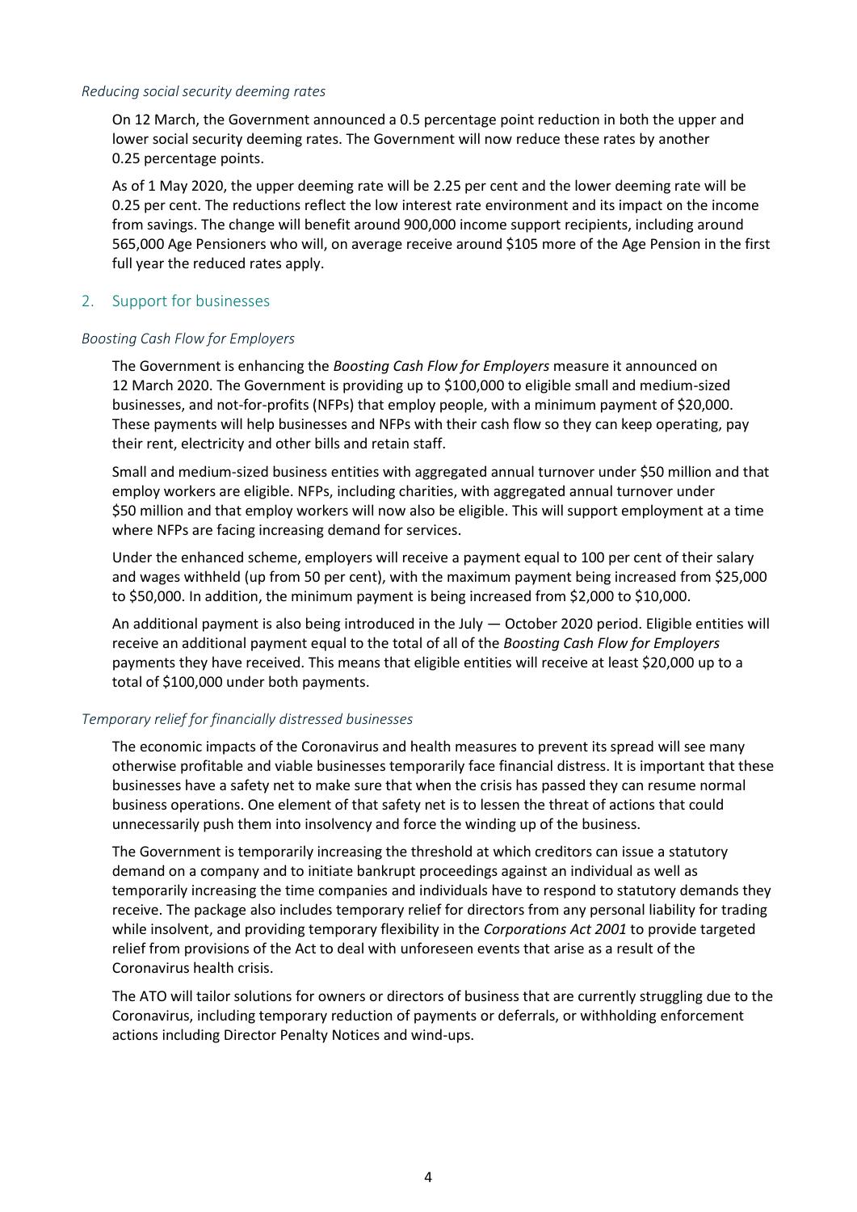*Reducing social security deeming rates*

On 12 March, the Government announced a 0.5 percentage point reduction in both the upper and lower social security deeming rates. The Government will now reduce these rates by another 0.25 percentage points.

As of 1 May 2020, the upper deeming rate will be 2.25 per cent and the lower deeming rate will be 0.25 per cent. The reductions reflect the low interest rate environment and its impact on the income from savings. The change will benefit around 900,000 income support recipients, including around 565,000 Age Pensioners who will, on average receive around $105 more of the Age Pension in the first full year the reduced rates apply.

## 2. Support for businesses

*Boosting Cash Flow for Employers*

The Government is enhancing the *Boosting Cash Flow for Employers* measure it announced on 12 March 2020. The Government is providing up to $100,000 to eligible small and medium-sized businesses, and not-for-profits (NFPs) that employ people, with a minimum payment of $20,000. These payments will help businesses and NFPs with their cash flow so they can keep operating, pay their rent, electricity and other bills and retain staff.

Small and medium-sized business entities with aggregated annual turnover under $50 million and that employ workers are eligible. NFPs, including charities, with aggregated annual turnover under $50 million and that employ workers will now also be eligible. This will support employment at a time where NFPs are facing increasing demand for services.

Under the enhanced scheme, employers will receive a payment equal to 100 per cent of their salary and wages withheld (up from 50 per cent), with the maximum payment being increased from $25,000 to $50,000. In addition, the minimum payment is being increased from $2,000 to $10,000.

An additional payment is also being introduced in the July — October 2020 period. Eligible entities will receive an additional payment equal to the total of all of the *Boosting Cash Flow for Employers* payments they have received. This means that eligible entities will receive at least $20,000 up to a total of $100,000 under both payments.

*Temporary relief for financially distressed businesses*

The economic impacts of the Coronavirus and health measures to prevent its spread will see many otherwise profitable and viable businesses temporarily face financial distress. It is important that these businesses have a safety net to make sure that when the crisis has passed they can resume normal business operations. One element of that safety net is to lessen the threat of actions that could unnecessarily push them into insolvency and force the winding up of the business.

The Government is temporarily increasing the threshold at which creditors can issue a statutory demand on a company and to initiate bankrupt proceedings against an individual as well as temporarily increasing the time companies and individuals have to respond to statutory demands they receive. The package also includes temporary relief for directors from any personal liability for trading while insolvent, and providing temporary flexibility in the *Corporations Act 2001* to provide targeted relief from provisions of the Act to deal with unforeseen events that arise as a result of the Coronavirus health crisis.

The ATO will tailor solutions for owners or directors of business that are currently struggling due to the Coronavirus, including temporary reduction of payments or deferrals, or withholding enforcement actions including Director Penalty Notices and wind-ups.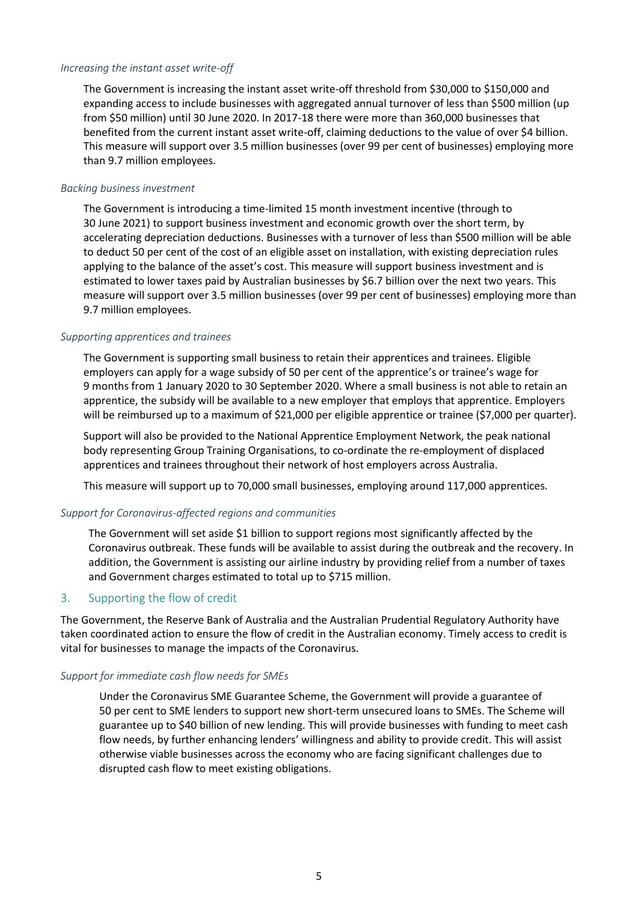*Increasing the instant asset write-off*

The Government is increasing the instant asset write-off threshold from $30,000 to $150,000 and expanding access to include businesses with aggregated annual turnover of less than $500 million (up from $50 million) until 30 June 2020. In 2017-18 there were more than 360,000 businesses that benefited from the current instant asset write-off, claiming deductions to the value of over $4 billion. This measure will support over 3.5 million businesses (over 99 per cent of businesses) employing more than 9.7 million employees.

*Backing business investment*

The Government is introducing a time-limited 15 month investment incentive (through to 30 June 2021) to support business investment and economic growth over the short term, by accelerating depreciation deductions. Businesses with a turnover of less than $500 million will be able to deduct 50 per cent of the cost of an eligible asset on installation, with existing depreciation rules applying to the balance of the asset's cost. This measure will support business investment and is estimated to lower taxes paid by Australian businesses by $6.7 billion over the next two years. This measure will support over 3.5 million businesses (over 99 per cent of businesses) employing more than 9.7 million employees.

*Supporting apprentices and trainees*

The Government is supporting small business to retain their apprentices and trainees. Eligible employers can apply for a wage subsidy of 50 per cent of the apprentice's or trainee's wage for 9 months from 1 January 2020 to 30 September 2020. Where a small business is not able to retain an apprentice, the subsidy will be available to a new employer that employs that apprentice. Employers will be reimbursed up to a maximum of $21,000 per eligible apprentice or trainee ($7,000 per quarter).

Support will also be provided to the National Apprentice Employment Network, the peak national body representing Group Training Organisations, to co-ordinate the re-employment of displaced apprentices and trainees throughout their network of host employers across Australia.

This measure will support up to 70,000 small businesses, employing around 117,000 apprentices.

*Support for Coronavirus-affected regions and communities*

The Government will set aside $1 billion to support regions most significantly affected by the Coronavirus outbreak. These funds will be available to assist during the outbreak and the recovery. In addition, the Government is assisting our airline industry by providing relief from a number of taxes and Government charges estimated to total up to $715 million.

## 3. Supporting the flow of credit

The Government, the Reserve Bank of Australia and the Australian Prudential Regulatory Authority have taken coordinated action to ensure the flow of credit in the Australian economy. Timely access to credit is vital for businesses to manage the impacts of the Coronavirus.

*Support for immediate cash flow needs for SMEs*

Under the Coronavirus SME Guarantee Scheme, the Government will provide a guarantee of 50 per cent to SME lenders to support new short-term unsecured loans to SMEs. The Scheme will guarantee up to $40 billion of new lending. This will provide businesses with funding to meet cash flow needs, by further enhancing lenders' willingness and ability to provide credit. This will assist otherwise viable businesses across the economy who are facing significant challenges due to disrupted cash flow to meet existing obligations.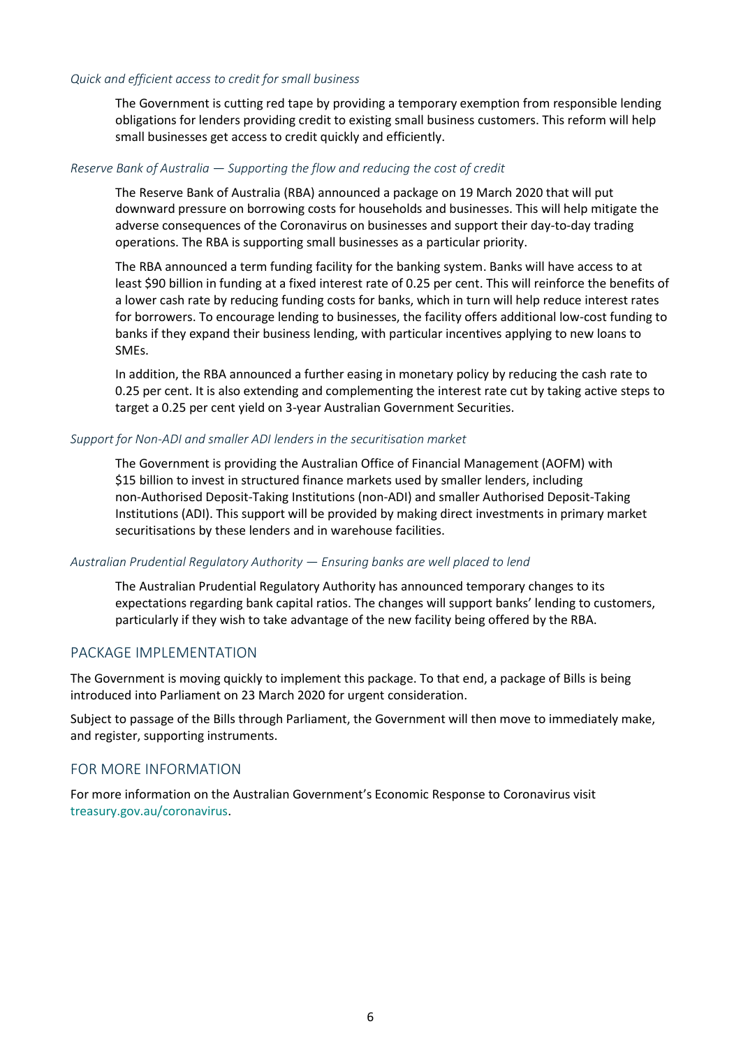*Quick and efficient access to credit for small business*

The Government is cutting red tape by providing a temporary exemption from responsible lending obligations for lenders providing credit to existing small business customers. This reform will help small businesses get access to credit quickly and efficiently.

*Reserve Bank of Australia — Supporting the flow and reducing the cost of credit*

The Reserve Bank of Australia (RBA) announced a package on 19 March 2020 that will put downward pressure on borrowing costs for households and businesses. This will help mitigate the adverse consequences of the Coronavirus on businesses and support their day-to-day trading operations. The RBA is supporting small businesses as a particular priority.

The RBA announced a term funding facility for the banking system. Banks will have access to at least $90 billion in funding at a fixed interest rate of 0.25 per cent. This will reinforce the benefits of a lower cash rate by reducing funding costs for banks, which in turn will help reduce interest rates for borrowers. To encourage lending to businesses, the facility offers additional low-cost funding to banks if they expand their business lending, with particular incentives applying to new loans to SMEs.

In addition, the RBA announced a further easing in monetary policy by reducing the cash rate to 0.25 per cent. It is also extending and complementing the interest rate cut by taking active steps to target a 0.25 per cent yield on 3-year Australian Government Securities.

*Support for Non-ADI and smaller ADI lenders in the securitisation market*

The Government is providing the Australian Office of Financial Management (AOFM) with $15 billion to invest in structured finance markets used by smaller lenders, including non-Authorised Deposit-Taking Institutions (non-ADI) and smaller Authorised Deposit-Taking Institutions (ADI). This support will be provided by making direct investments in primary market securitisations by these lenders and in warehouse facilities.

*Australian Prudential Regulatory Authority — Ensuring banks are well placed to lend*

The Australian Prudential Regulatory Authority has announced temporary changes to its expectations regarding bank capital ratios. The changes will support banks' lending to customers, particularly if they wish to take advantage of the new facility being offered by the RBA.

## PACKAGE IMPLEMENTATION

The Government is moving quickly to implement this package. To that end, a package of Bills is being introduced into Parliament on 23 March 2020 for urgent consideration.

Subject to passage of the Bills through Parliament, the Government will then move to immediately make, and register, supporting instruments.

## FOR MORE INFORMATION

For more information on the Australian Government's Economic Response to Coronavirus visit treasury.gov.au/coronavirus.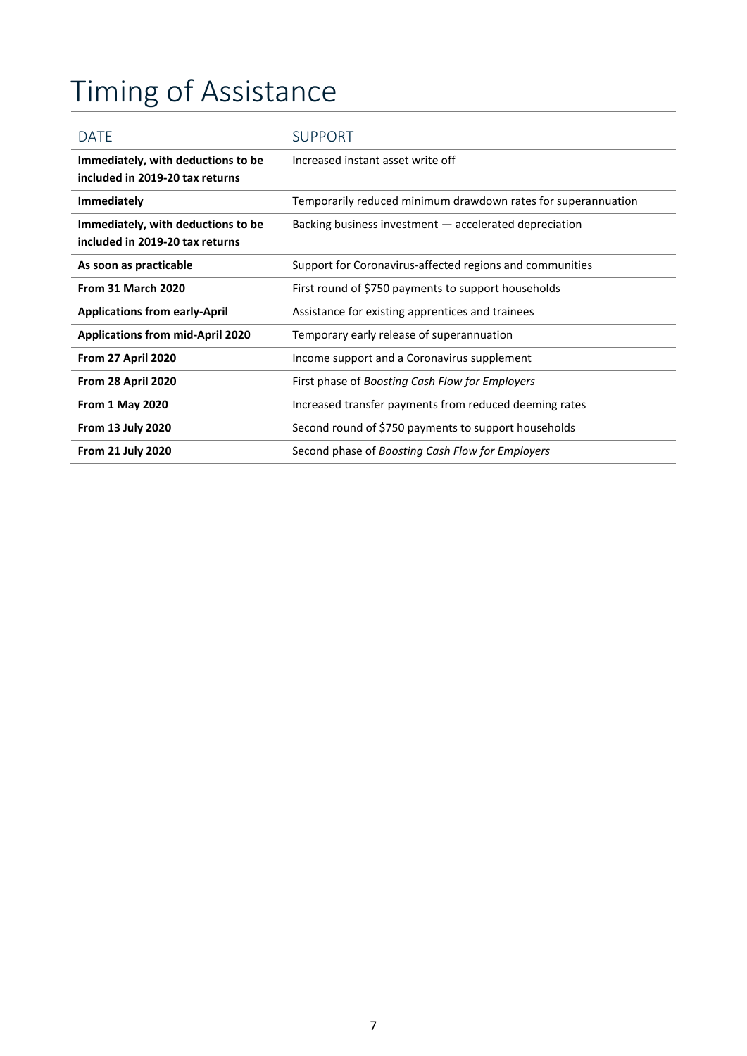# Timing of Assistance

| DATE | SUPPORT |
|---|---|
| **Immediately, with deductions to be included in 2019-20 tax returns** | Increased instant asset write off |
| **Immediately** | Temporarily reduced minimum drawdown rates for superannuation |
| **Immediately, with deductions to be included in 2019-20 tax returns** | Backing business investment — accelerated depreciation |
| **As soon as practicable** | Support for Coronavirus-affected regions and communities |
| **From 31 March 2020** | First round of $750 payments to support households |
| **Applications from early-April** | Assistance for existing apprentices and trainees |
| **Applications from mid-April 2020** | Temporary early release of superannuation |
| **From 27 April 2020** | Income support and a Coronavirus supplement |
| **From 28 April 2020** | First phase of *Boosting Cash Flow for Employers* |
| **From 1 May 2020** | Increased transfer payments from reduced deeming rates |
| **From 13 July 2020** | Second round of $750 payments to support households |
| **From 21 July 2020** | Second phase of *Boosting Cash Flow for Employers* |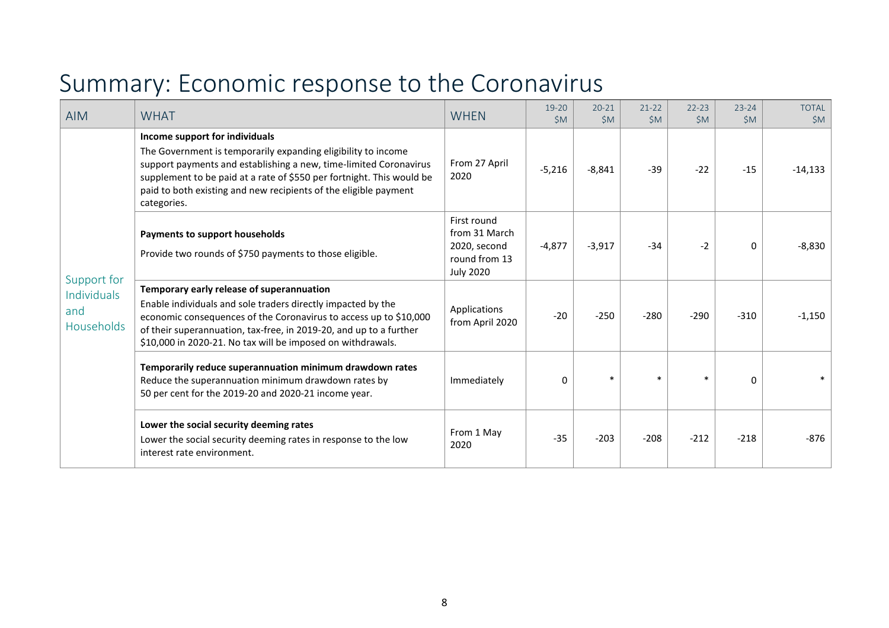# Summary: Economic response to the Coronavirus

| AIM | WHAT | WHEN | 19-20 $M | 20-21 $M | 21-22 $M | 22-23 $M | 23-24 $M | TOTAL $M |
|---|---|---|---|---|---|---|---|---|
| Support for Individuals and Households | **Income support for individuals** The Government is temporarily expanding eligibility to income support payments and establishing a new, time-limited Coronavirus supplement to be paid at a rate of $550 per fortnight. This would be paid to both existing and new recipients of the eligible payment categories. | From 27 April 2020 | -5,216 | -8,841 | -39 | -22 | -15 | -14,133 |
| | **Payments to support households** Provide two rounds of $750 payments to those eligible. | First round from 31 March 2020, second round from 13 July 2020 | -4,877 | -3,917 | -34 | -2 | 0 | -8,830 |
| | **Temporary early release of superannuation** Enable individuals and sole traders directly impacted by the economic consequences of the Coronavirus to access up to $10,000 of their superannuation, tax-free, in 2019-20, and up to a further $10,000 in 2020-21. No tax will be imposed on withdrawals. | Applications from April 2020 | -20 | -250 | -280 | -290 | -310 | -1,150 |
| | **Temporarily reduce superannuation minimum drawdown rates** Reduce the superannuation minimum drawdown rates by 50 per cent for the 2019-20 and 2020-21 income year. | Immediately | 0 | * | * | * | 0 | * |
| | **Lower the social security deeming rates** Lower the social security deeming rates in response to the low interest rate environment. | From 1 May 2020 | -35 | -203 | -208 | -212 | -218 | -876 |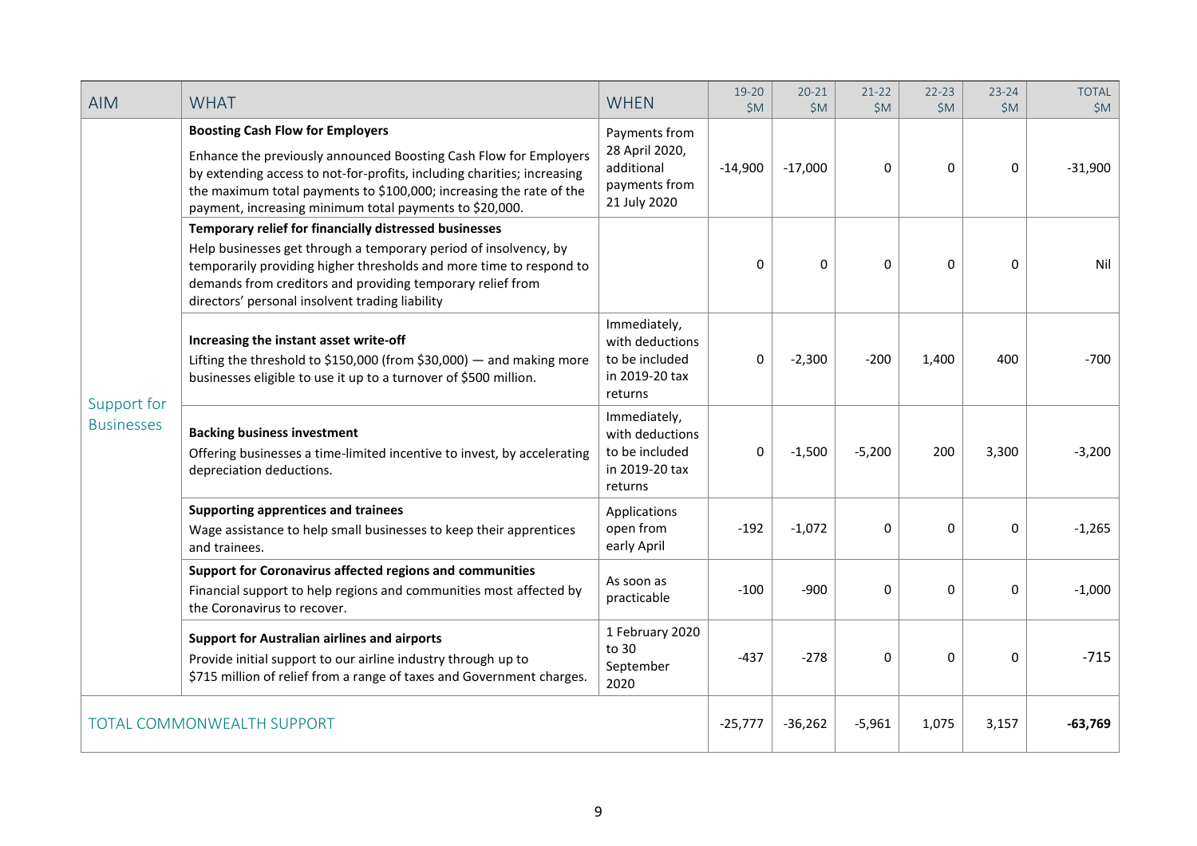| AIM | WHAT | WHEN | 19-20 $M | 20-21 $M | 21-22 $M | 22-23 $M | 23-24 $M | TOTAL $M |
|---|---|---|---|---|---|---|---|---|
| Support for Businesses | **Boosting Cash Flow for Employers** Enhance the previously announced Boosting Cash Flow for Employers by extending access to not-for-profits, including charities; increasing the maximum total payments to $100,000; increasing the rate of the payment, increasing minimum total payments to $20,000. | Payments from 28 April 2020, additional payments from 21 July 2020 | -14,900 | -17,000 | 0 | 0 | 0 | -31,900 |
| | **Temporary relief for financially distressed businesses** Help businesses get through a temporary period of insolvency, by temporarily providing higher thresholds and more time to respond to demands from creditors and providing temporary relief from directors' personal insolvent trading liability | | 0 | 0 | 0 | 0 | 0 | Nil |
| | **Increasing the instant asset write-off** Lifting the threshold to $150,000 (from $30,000) — and making more businesses eligible to use it up to a turnover of $500 million. | Immediately, with deductions to be included in 2019-20 tax returns | 0 | -2,300 | -200 | 1,400 | 400 | -700 |
| | **Backing business investment** Offering businesses a time-limited incentive to invest, by accelerating depreciation deductions. | Immediately, with deductions to be included in 2019-20 tax returns | 0 | -1,500 | -5,200 | 200 | 3,300 | -3,200 |
| | **Supporting apprentices and trainees** Wage assistance to help small businesses to keep their apprentices and trainees. | Applications open from early April | -192 | -1,072 | 0 | 0 | 0 | -1,265 |
| | **Support for Coronavirus affected regions and communities** Financial support to help regions and communities most affected by the Coronavirus to recover. | As soon as practicable | -100 | -900 | 0 | 0 | 0 | -1,000 |
| | **Support for Australian airlines and airports** Provide initial support to our airline industry through up to $715 million of relief from a range of taxes and Government charges. | 1 February 2020 to 30 September 2020 | -437 | -278 | 0 | 0 | 0 | -715 |
| TOTAL COMMONWEALTH SUPPORT | | | -25,777 | -36,262 | -5,961 | 1,075 | 3,157 | **-63,769** |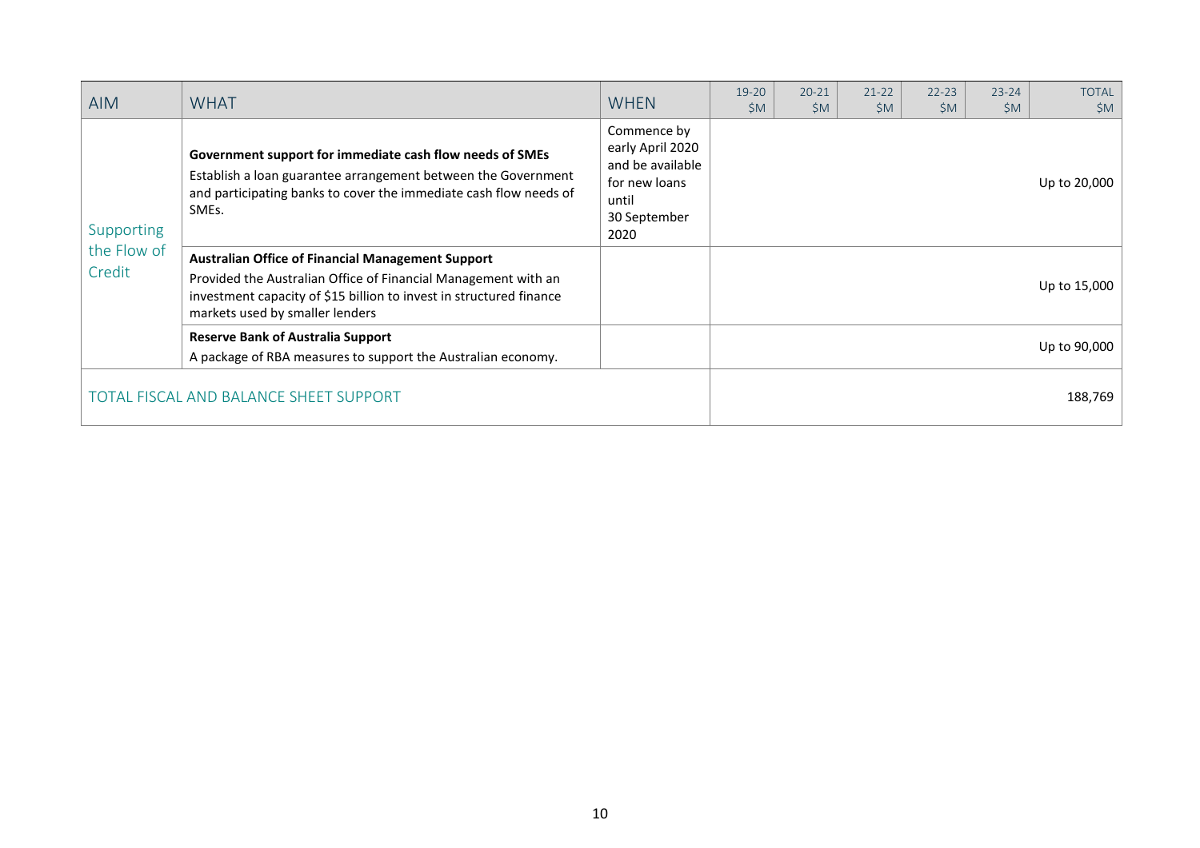| AIM | WHAT | WHEN | 19-20 $M | 20-21 $M | 21-22 $M | 22-23 $M | 23-24 $M | TOTAL $M |
| --- | --- | --- | --- | --- | --- | --- | --- | --- |
| Supporting the Flow of Credit | **Government support for immediate cash flow needs of SMEs** Establish a loan guarantee arrangement between the Government and participating banks to cover the immediate cash flow needs of SMEs. | Commence by early April 2020 and be available for new loans until 30 September 2020 | | | | | | Up to 20,000 |
| | **Australian Office of Financial Management Support** Provided the Australian Office of Financial Management with an investment capacity of $15 billion to invest in structured finance markets used by smaller lenders | | | | | | | Up to 15,000 |
| | **Reserve Bank of Australia Support** A package of RBA measures to support the Australian economy. | | | | | | | Up to 90,000 |
| TOTAL FISCAL AND BALANCE SHEET SUPPORT | | | | | | | | 188,769 |